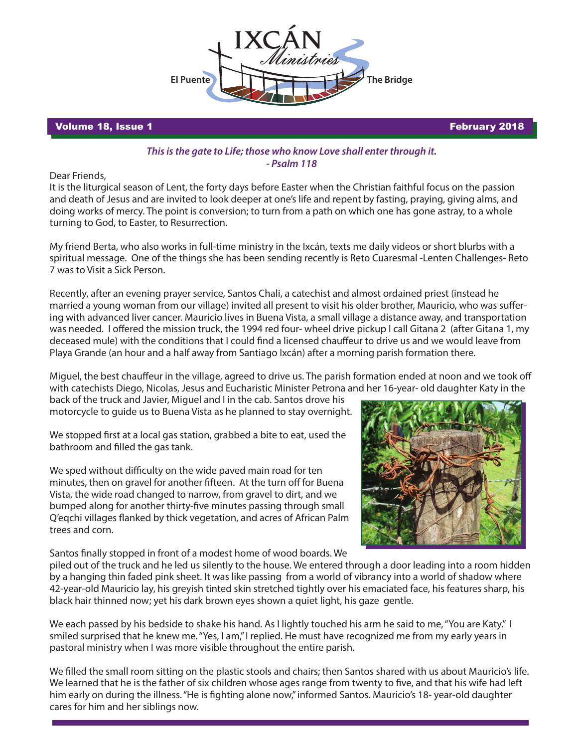# IXCÁN Ministries

El Puente — The Bridge

**Volume 18, Issue 1** — **February 2018**

***This is the gate to Life; those who know Love shall enter through it.***
***- Psalm 118***

Dear Friends,

It is the liturgical season of Lent, the forty days before Easter when the Christian faithful focus on the passion and death of Jesus and are invited to look deeper at one's life and repent by fasting, praying, giving alms, and doing works of mercy. The point is conversion; to turn from a path on which one has gone astray, to a whole turning to God, to Easter, to Resurrection.

My friend Berta, who also works in full-time ministry in the Ixcán, texts me daily videos or short blurbs with a spiritual message. One of the things she has been sending recently is Reto Cuaresmal -Lenten Challenges- Reto 7 was to Visit a Sick Person.

Recently, after an evening prayer service, Santos Chali, a catechist and almost ordained priest (instead he married a young woman from our village) invited all present to visit his older brother, Mauricio, who was suffering with advanced liver cancer. Mauricio lives in Buena Vista, a small village a distance away, and transportation was needed. I offered the mission truck, the 1994 red four- wheel drive pickup I call Gitana 2 (after Gitana 1, my deceased mule) with the conditions that I could find a licensed chauffeur to drive us and we would leave from Playa Grande (an hour and a half away from Santiago Ixcán) after a morning parish formation there.

Miguel, the best chauffeur in the village, agreed to drive us. The parish formation ended at noon and we took off with catechists Diego, Nicolas, Jesus and Eucharistic Minister Petrona and her 16-year- old daughter Katy in the back of the truck and Javier, Miguel and I in the cab. Santos drove his motorcycle to guide us to Buena Vista as he planned to stay overnight.

We stopped first at a local gas station, grabbed a bite to eat, used the bathroom and filled the gas tank.

We sped without difficulty on the wide paved main road for ten minutes, then on gravel for another fifteen. At the turn off for Buena Vista, the wide road changed to narrow, from gravel to dirt, and we bumped along for another thirty-five minutes passing through small Q'eqchi villages flanked by thick vegetation, and acres of African Palm trees and corn.

Santos finally stopped in front of a modest home of wood boards. We piled out of the truck and he led us silently to the house. We entered through a door leading into a room hidden by a hanging thin faded pink sheet. It was like passing from a world of vibrancy into a world of shadow where 42-year-old Mauricio lay, his greyish tinted skin stretched tightly over his emaciated face, his features sharp, his black hair thinned now; yet his dark brown eyes shown a quiet light, his gaze gentle.

We each passed by his bedside to shake his hand. As I lightly touched his arm he said to me, "You are Katy." I smiled surprised that he knew me. "Yes, I am," I replied. He must have recognized me from my early years in pastoral ministry when I was more visible throughout the entire parish.

We filled the small room sitting on the plastic stools and chairs; then Santos shared with us about Mauricio's life. We learned that he is the father of six children whose ages range from twenty to five, and that his wife had left him early on during the illness. "He is fighting alone now," informed Santos. Mauricio's 18- year-old daughter cares for him and her siblings now.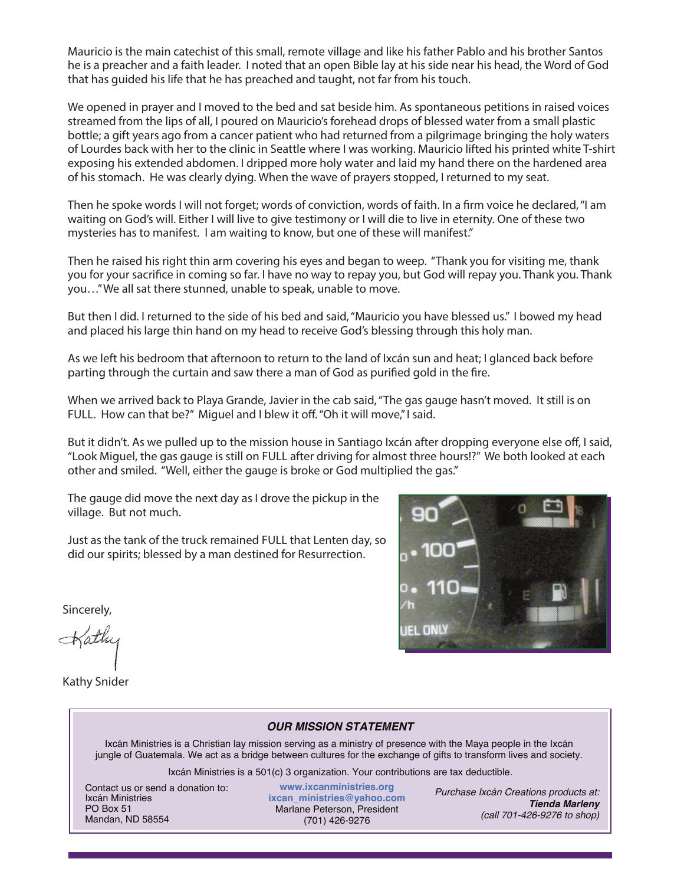Mauricio is the main catechist of this small, remote village and like his father Pablo and his brother Santos he is a preacher and a faith leader. I noted that an open Bible lay at his side near his head, the Word of God that has guided his life that he has preached and taught, not far from his touch.

We opened in prayer and I moved to the bed and sat beside him. As spontaneous petitions in raised voices streamed from the lips of all, I poured on Mauricio's forehead drops of blessed water from a small plastic bottle; a gift years ago from a cancer patient who had returned from a pilgrimage bringing the holy waters of Lourdes back with her to the clinic in Seattle where I was working. Mauricio lifted his printed white T-shirt exposing his extended abdomen. I dripped more holy water and laid my hand there on the hardened area of his stomach. He was clearly dying. When the wave of prayers stopped, I returned to my seat.

Then he spoke words I will not forget; words of conviction, words of faith. In a firm voice he declared, "I am waiting on God's will. Either I will live to give testimony or I will die to live in eternity. One of these two mysteries has to manifest. I am waiting to know, but one of these will manifest."

Then he raised his right thin arm covering his eyes and began to weep. "Thank you for visiting me, thank you for your sacrifice in coming so far. I have no way to repay you, but God will repay you. Thank you. Thank you…" We all sat there stunned, unable to speak, unable to move.

But then I did. I returned to the side of his bed and said, "Mauricio you have blessed us." I bowed my head and placed his large thin hand on my head to receive God's blessing through this holy man.

As we left his bedroom that afternoon to return to the land of Ixcán sun and heat; I glanced back before parting through the curtain and saw there a man of God as purified gold in the fire.

When we arrived back to Playa Grande, Javier in the cab said, "The gas gauge hasn't moved. It still is on FULL. How can that be?" Miguel and I blew it off. "Oh it will move," I said.

But it didn't. As we pulled up to the mission house in Santiago Ixcán after dropping everyone else off, I said, "Look Miguel, the gas gauge is still on FULL after driving for almost three hours!?" We both looked at each other and smiled. "Well, either the gauge is broke or God multiplied the gas."

The gauge did move the next day as I drove the pickup in the village. But not much.

Just as the tank of the truck remained FULL that Lenten day, so did our spirits; blessed by a man destined for Resurrection.

Sincerely,

Kathy

Kathy Snider

### *OUR MISSION STATEMENT*

Ixcán Ministries is a Christian lay mission serving as a ministry of presence with the Maya people in the Ixcán jungle of Guatemala. We act as a bridge between cultures for the exchange of gifts to transform lives and society.

Ixcán Ministries is a 501(c) 3 organization. Your contributions are tax deductible.

Contact us or send a donation to:
Ixcán Ministries
PO Box 51
Mandan, ND 58554

**www.ixcanministries.org**
**ixcan_ministries@yahoo.com**
Marlane Peterson, President
(701) 426-9276

*Purchase Ixcán Creations products at:*
***Tienda Marleny***
*(call 701-426-9276 to shop)*